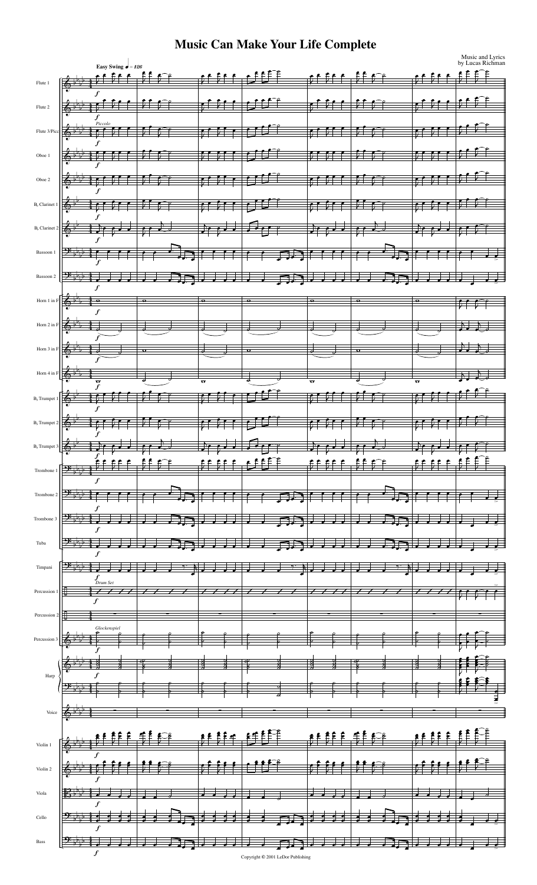# Music Can Make Your Life Complete

Music and Lyrics
by Lucas Richman

Copyright © 2001 LeDor Publishing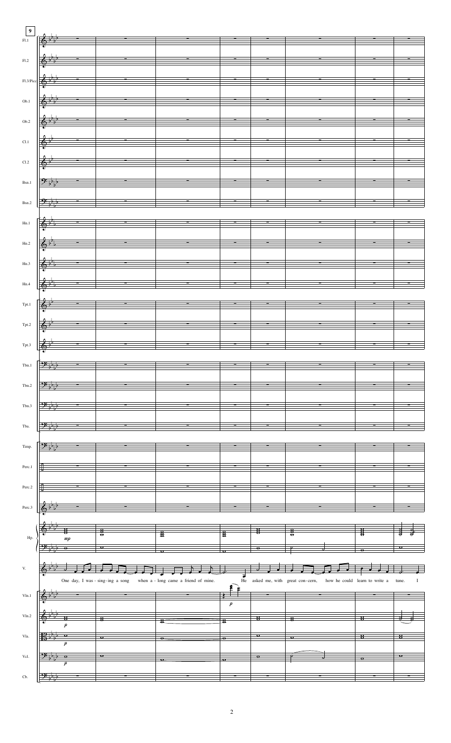One day, I was - sing - ing a song when a - long came a friend of mine. He asked me, with great con - cern, how he could learn to write a tune. I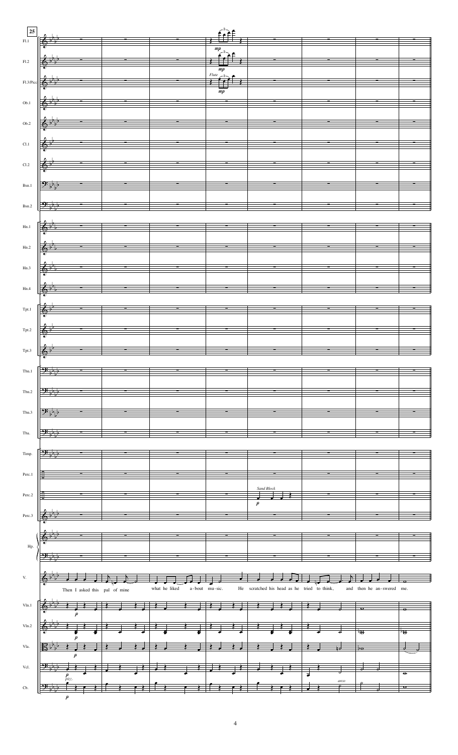25

Fl.1 — *mp*
Fl.2 — *mp*
Fl.3/Picc — *Flute* *mp*
Ob.1
Ob.2
Cl.1
Cl.2
Bsn.1
Bsn.2
Hn.1
Hn.2
Hn.3
Hn.4
Tpt.1
Tpt.2
Tpt.3
Tbn.1
Tbn.2
Tbn.3
Tba.
Timp.
Perc.1
Perc.2 — *Sand Block* *p*
Perc.3
Hp.

V. — Then I asked this pal of mine what he liked a-bout mu-sic. He scratched his head as he tried to think, and then he an-swered me.

Vln.1 — *p*
Vln.2 — *p*
Vla. — *p*
Vcl. — *p* *pizz.* *arco*
Cb. — *p*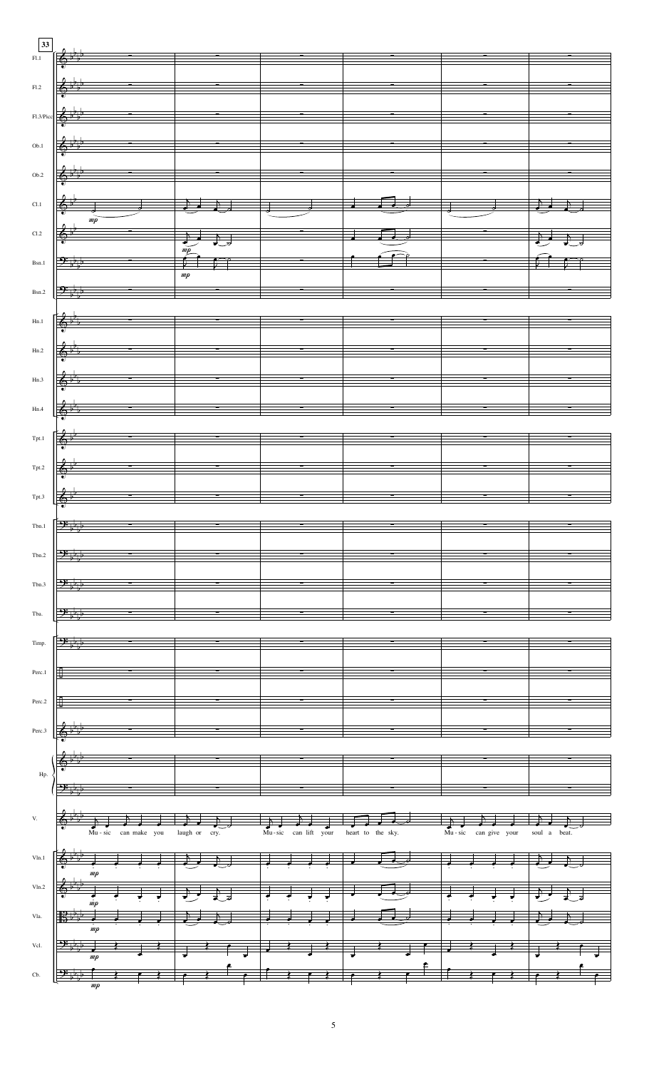33

Fl.1

Fl.2

Fl.3/Picc

Ob.1

Ob.2

Cl.1

Cl.2

Bsn.1

Bsn.2

Hn.1

Hn.2

Hn.3

Hn.4

Tpt.1

Tpt.2

Tpt.3

Tbn.1

Tbn.2

Tbn.3

Tba.

Timp.

Perc.1

Perc.2

Perc.3

Hp.

V.

Vln.1

Vln.2

Vla.

Vcl.

Cb.

*mp*

Mu - sic can make you laugh or cry. Mu - sic can lift your heart to the sky. Mu - sic can give your soul a beat.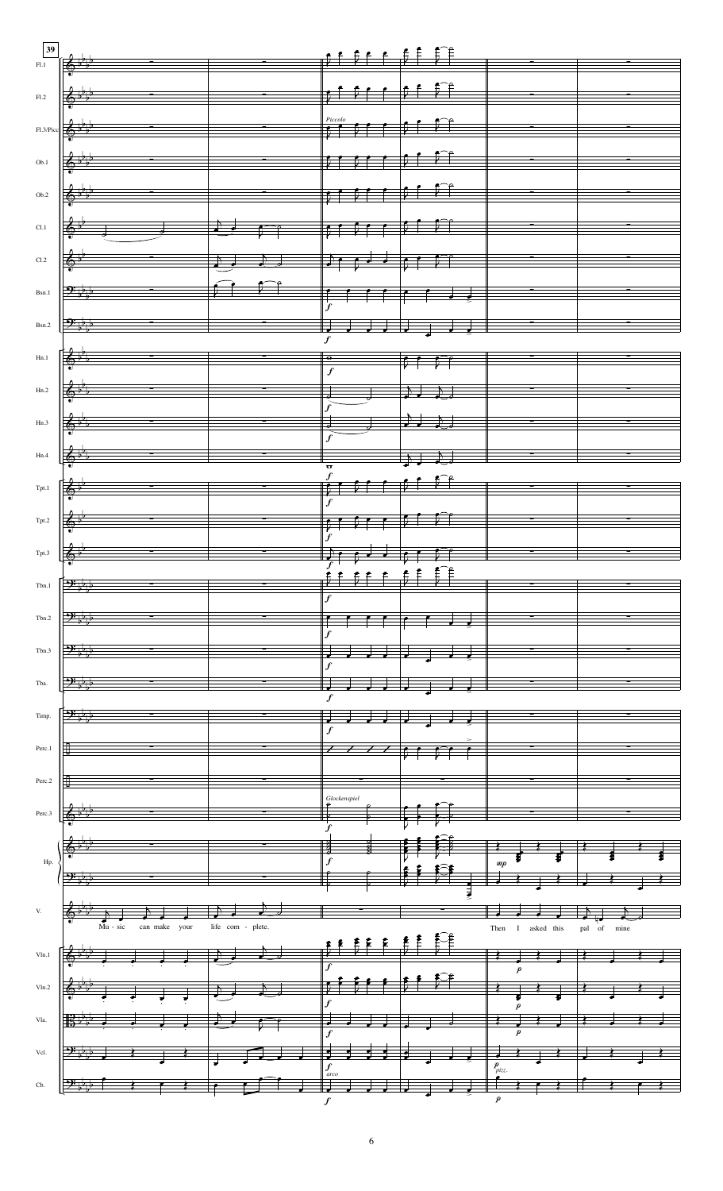Mu - sic can make your life com - plete.

Then I asked this pal of mine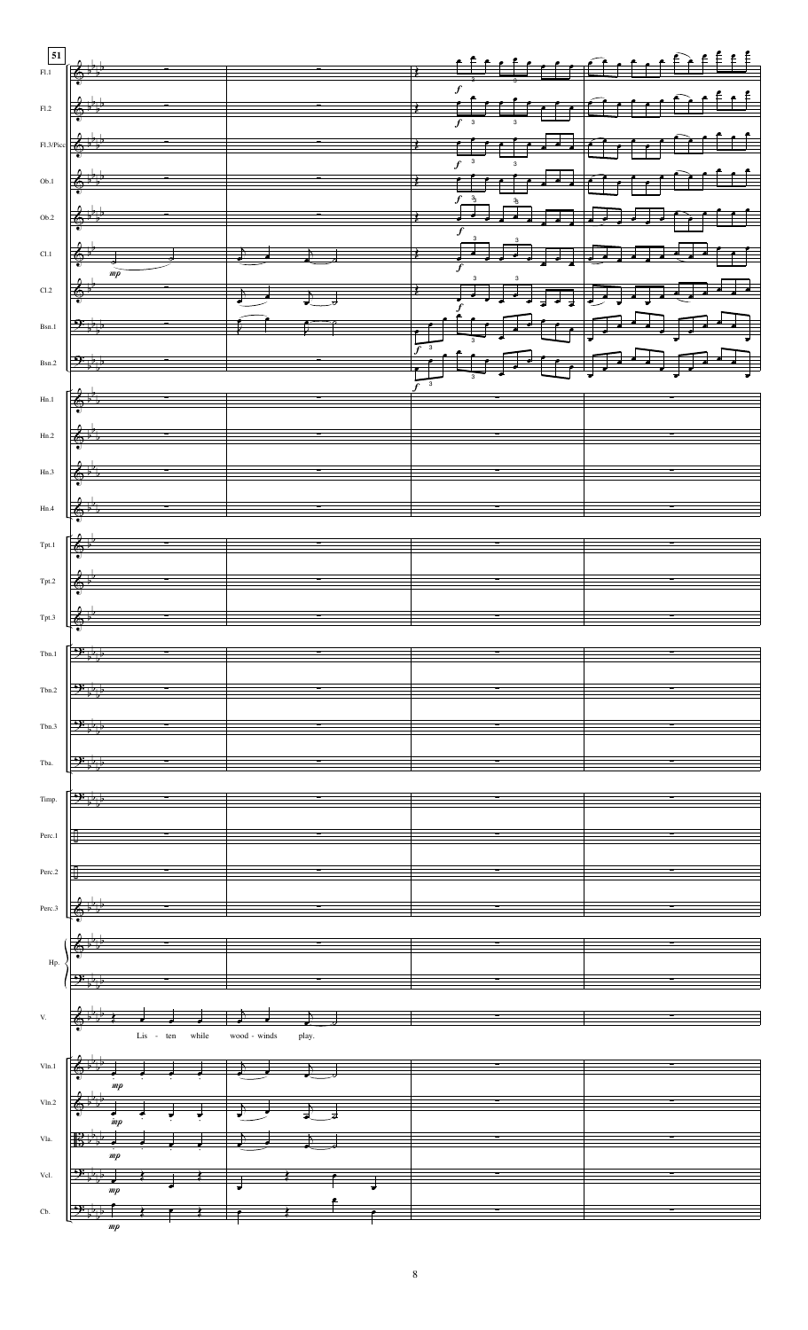51

Lis - ten while wood - winds play.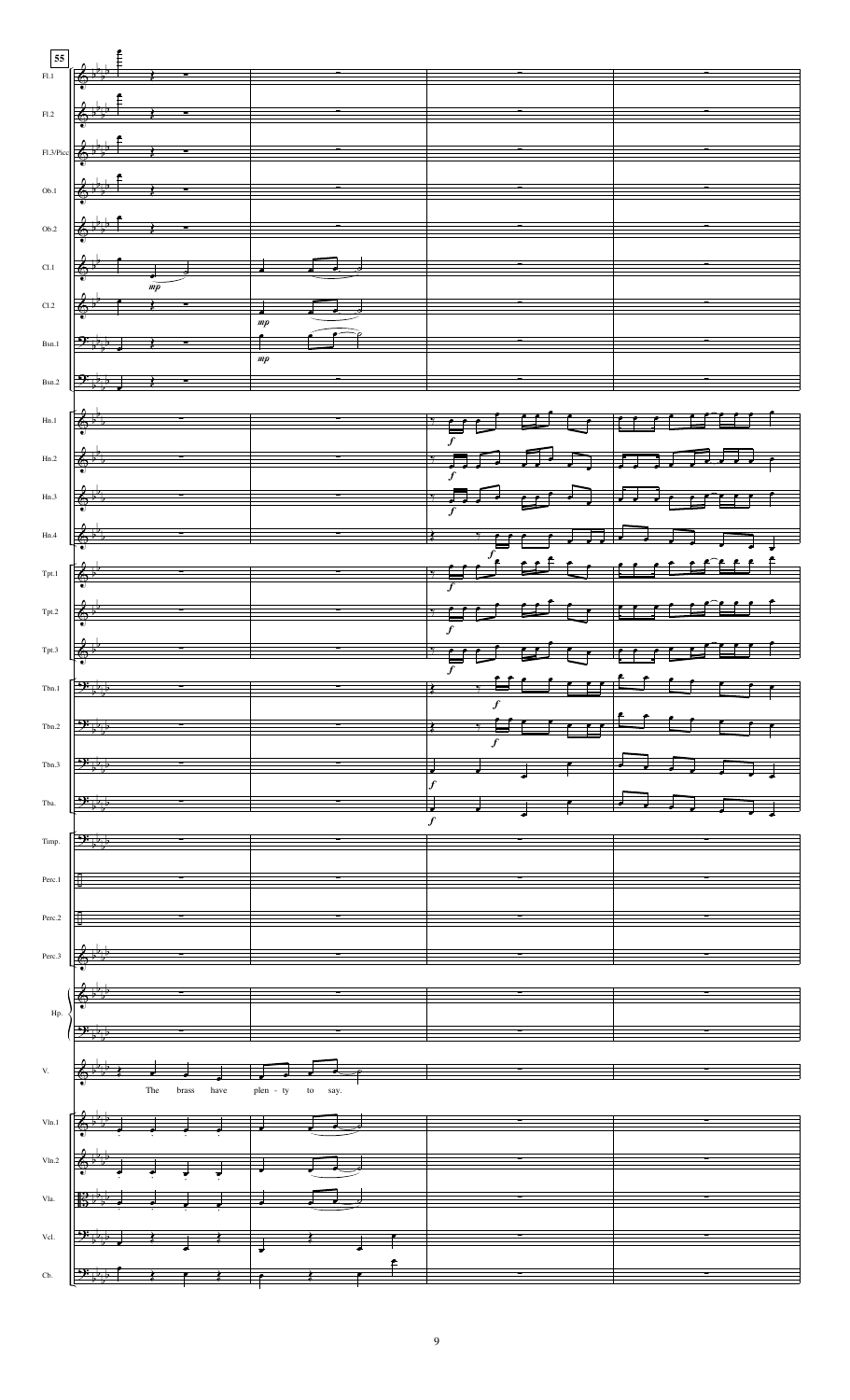55

Fl.1

Fl.2

Fl.3/Picc

Ob.1

Ob.2

Cl.1

Cl.2

Bsn.1

Bsn.2

Hn.1

Hn.2

Hn.3

Hn.4

Tpt.1

Tpt.2

Tpt.3

Tbn.1

Tbn.2

Tbn.3

Tba.

Timp.

Perc.1

Perc.2

Perc.3

Hp.

V.

The brass have plen - ty to say.

Vln.1

Vln.2

Vla.

Vcl.

Cb.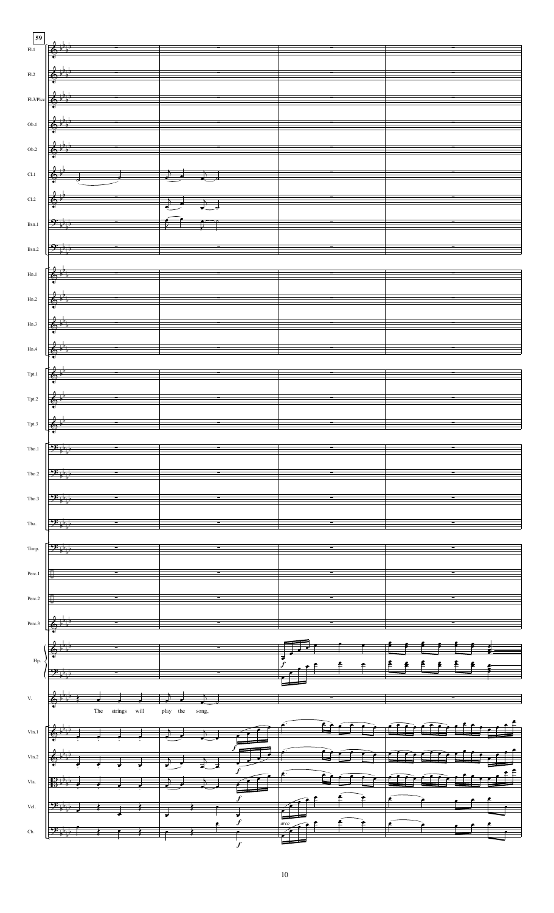59

The strings will play the song,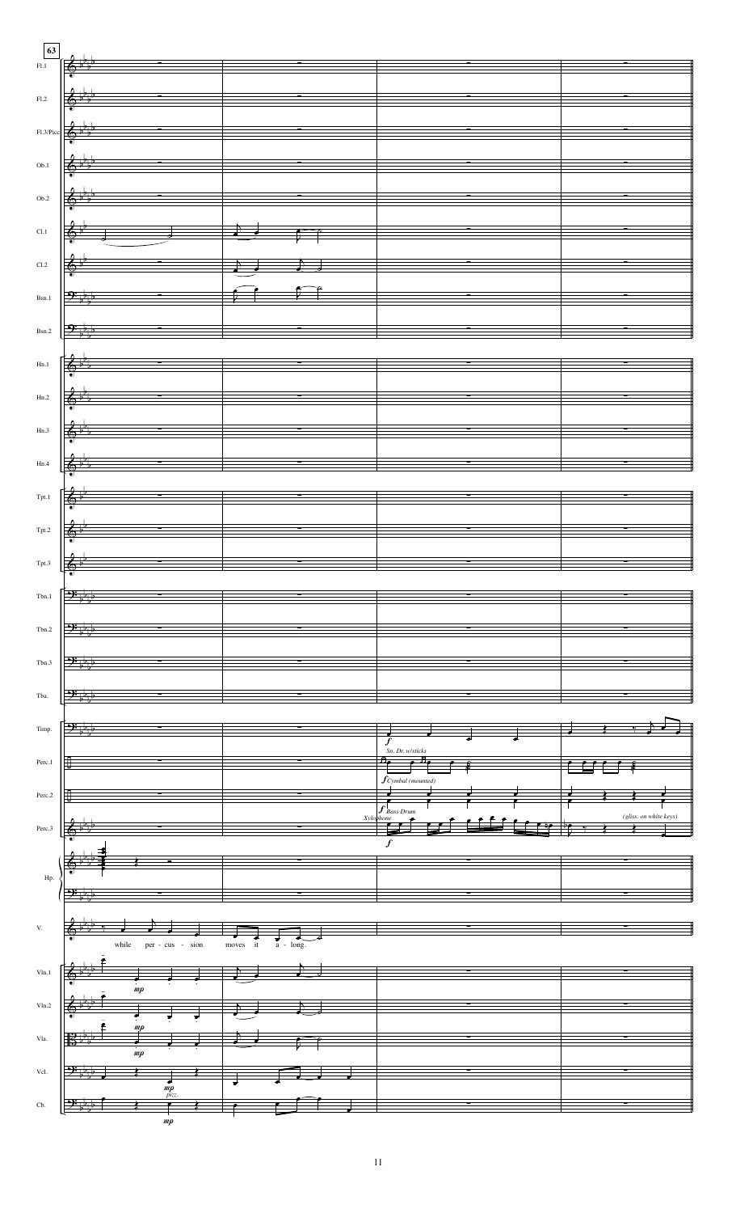**63**

Fl.1

Fl.2

Fl.3/Picc

Ob.1

Ob.2

Cl.1

Cl.2

Bsn.1

Bsn.2

Hn.1

Hn.2

Hn.3

Hn.4

Tpt.1

Tpt.2

Tpt.3

Tbn.1

Tbn.2

Tbn.3

Tba.

Timp. *f*

Perc.1 *Sn. Dr. w/sticks* *f*

Perc.2 *Cymbal (mounted)* *f* *Bass Drum*

Perc.3 *Xylophone* *f* *(gliss. on white keys)*

Hp.

V. while per - cus - sion moves it a - long.

Vln.1 *mp*

Vln.2 *mp*

Vla. *mp*

Vcl. *mp* *pizz.*

Cb. *mp*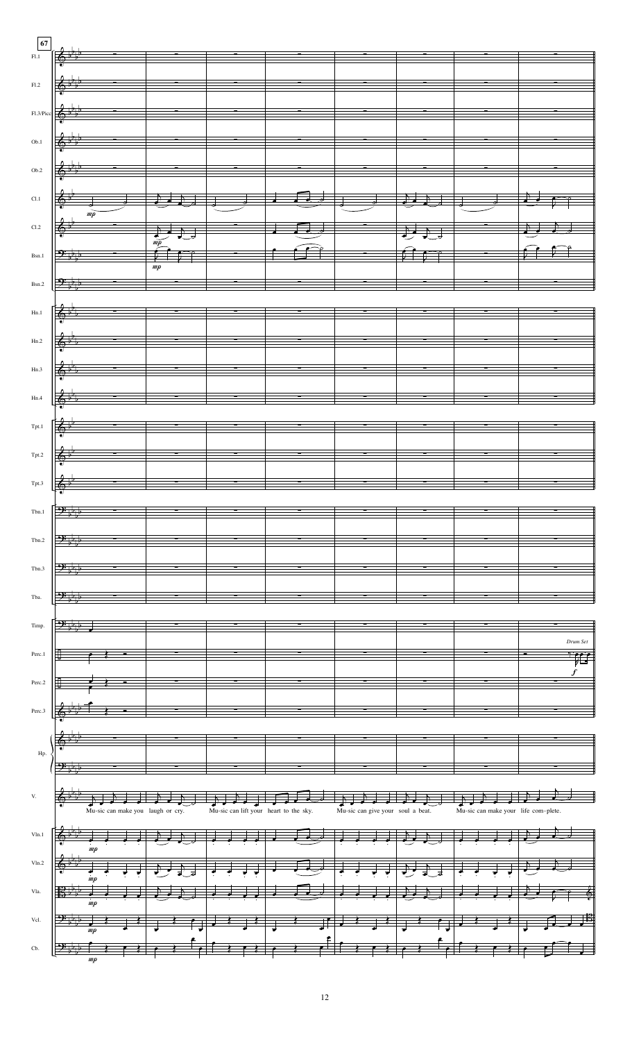Mu-sic can make you laugh or cry. Mu-sic can lift your heart to the sky. Mu-sic can give your soul a beat. Mu-sic can make your life com-plete.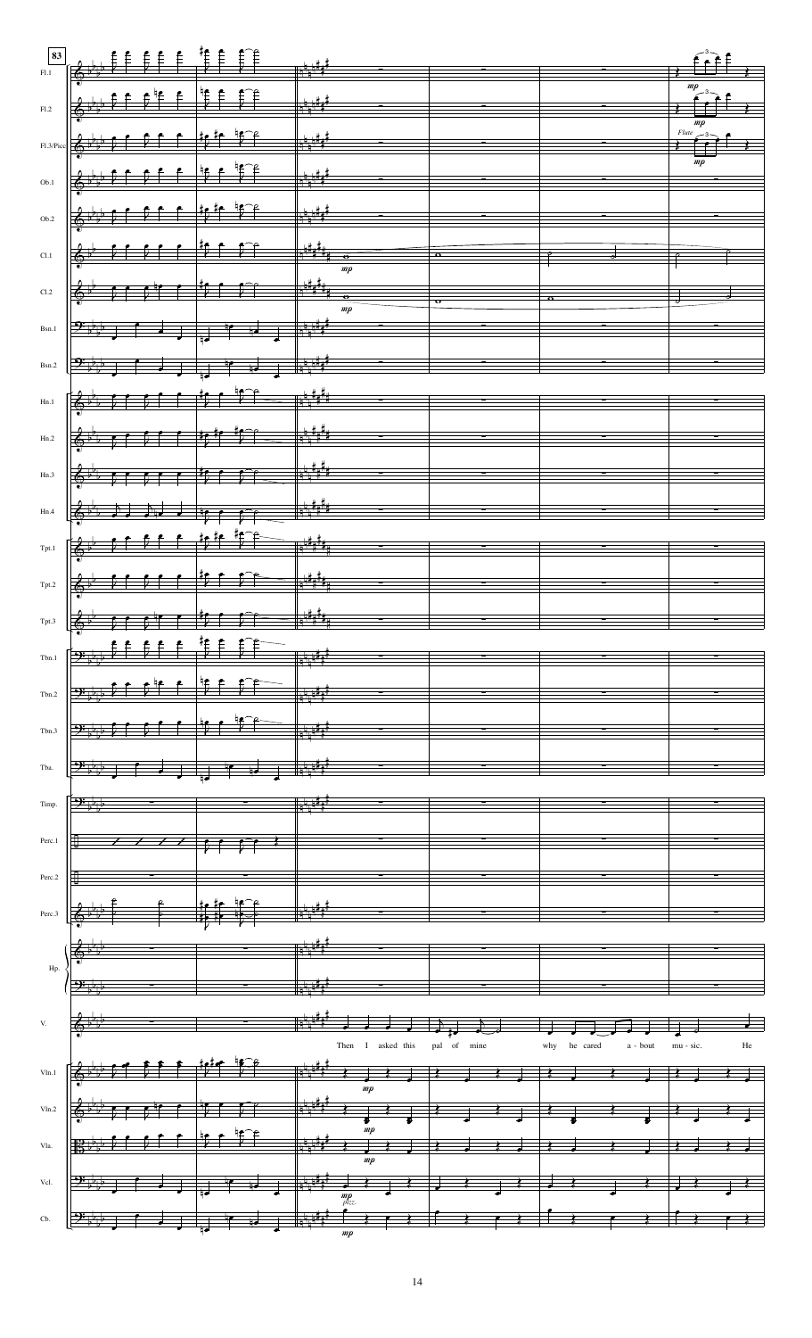83

Fl.1

Fl.2

Fl.3/Picc.

Ob.1

Ob.2

Cl.1

Cl.2

Bsn.1

Bsn.2

Hn.1

Hn.2

Hn.3

Hn.4

Tpt.1

Tpt.2

Tpt.3

Tbn.1

Tbn.2

Tbn.3

Tba.

Timp.

Perc.1

Perc.2

Perc.3

Hp.

V.

Vln.1

Vln.2

Vla.

Vcl.

Cb.

*mp* *mp* *Flute* *mp* *mp* *mp* *mp* *mp* *mp* *mp* *pizz.* *mp*

Then I asked this pal of mine why he cared a - bout mu - sic. He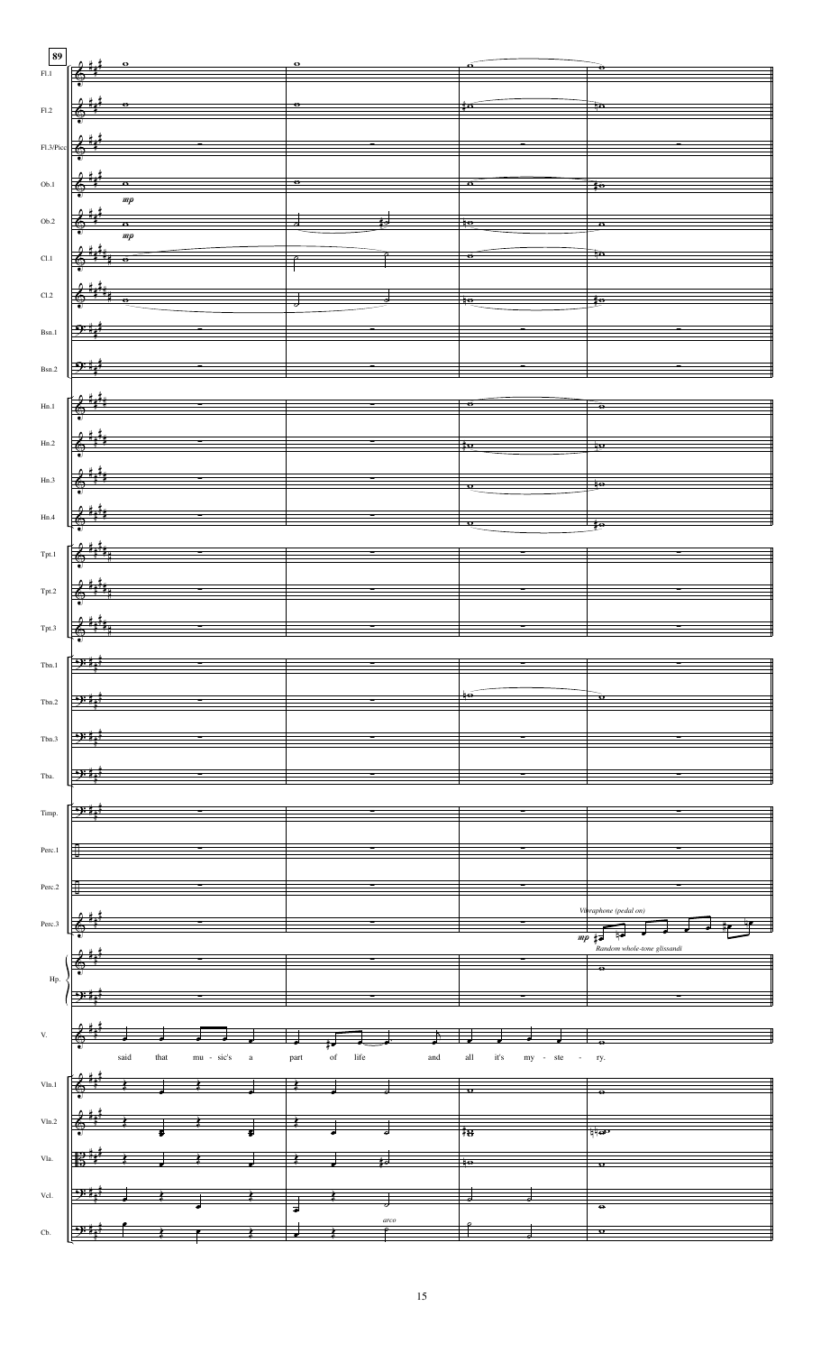89

Fl.1

Fl.2

Fl.3/Picc

Ob.1

*mp*

Ob.2

*mp*

Cl.1

Cl.2

Bsn.1

Bsn.2

Hn.1

Hn.2

Hn.3

Hn.4

Tpt.1

Tpt.2

Tpt.3

Tbn.1

Tbn.2

Tbn.3

Tba.

Timp.

Perc.1

Perc.2

Perc.3

*Vibraphone (pedal on)*

*mp*

*Random whole-tone glissandi*

Hp.

V.

said that mu - sic's a part of life and all it's my - ste - ry.

Vln.1

Vln.2

Vla.

Vcl.

Cb.

*arco*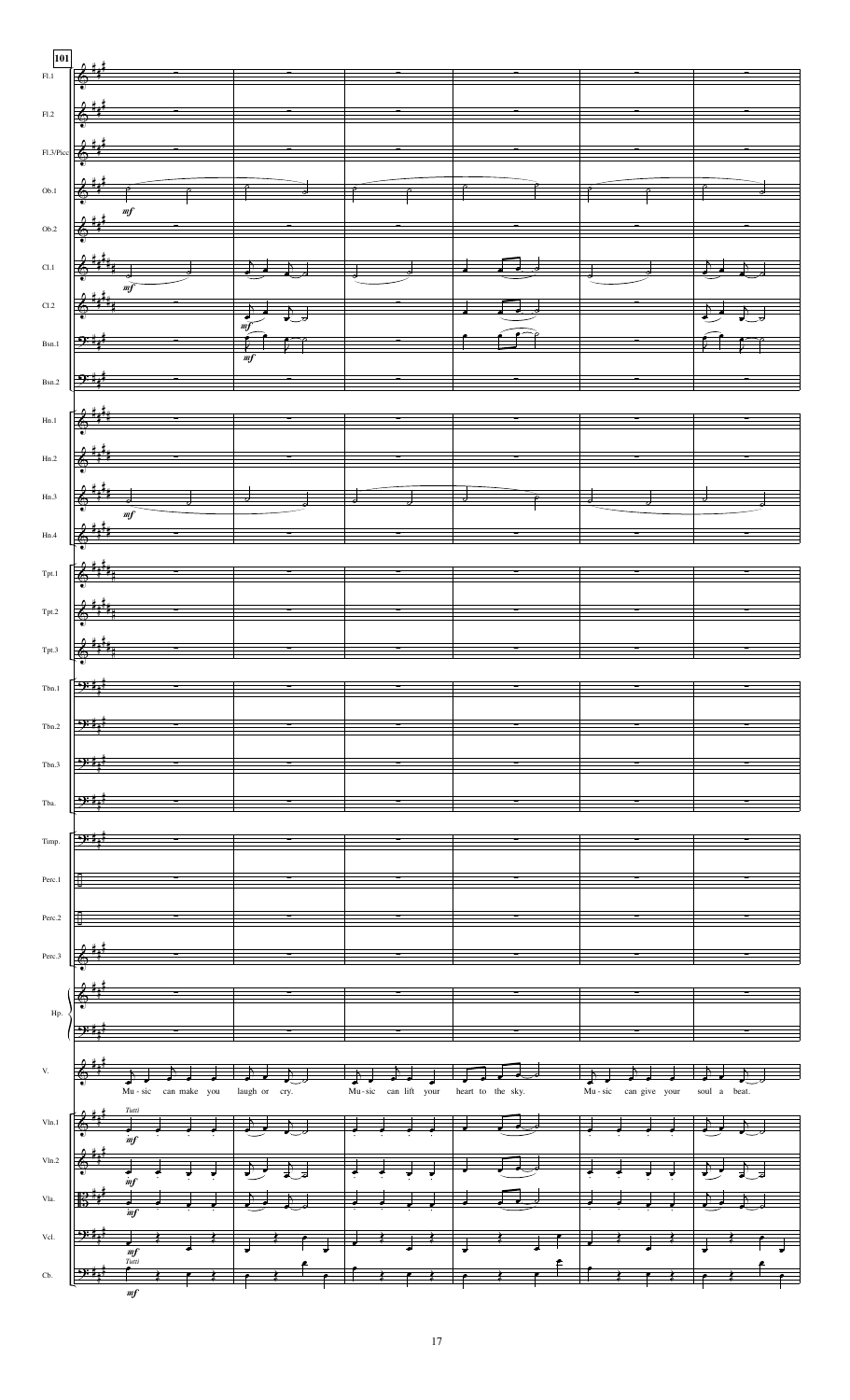101

Mu - sic can make you laugh or cry.
Mu - sic can lift your heart to the sky.
Mu - sic can give your soul a beat.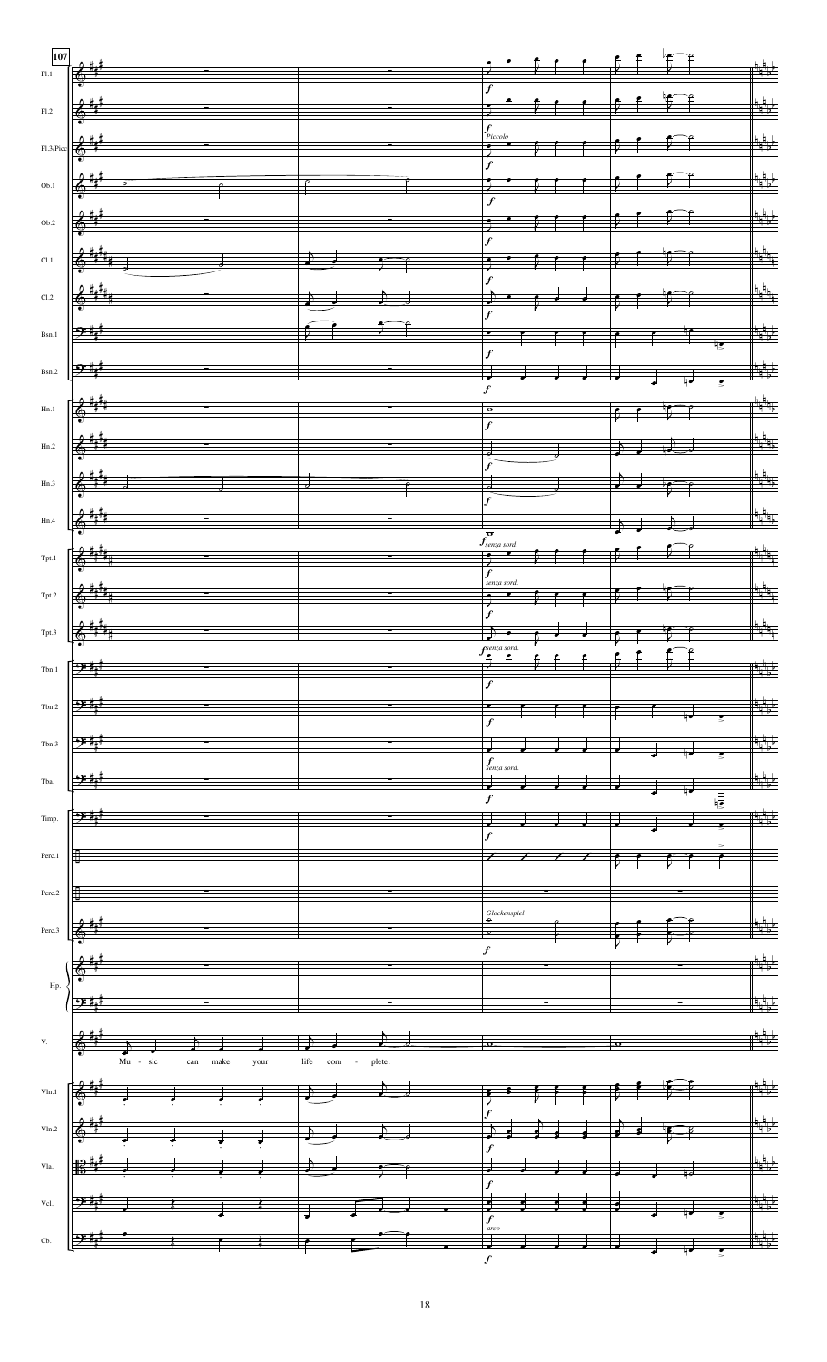Mu - sic can make your life com - plete.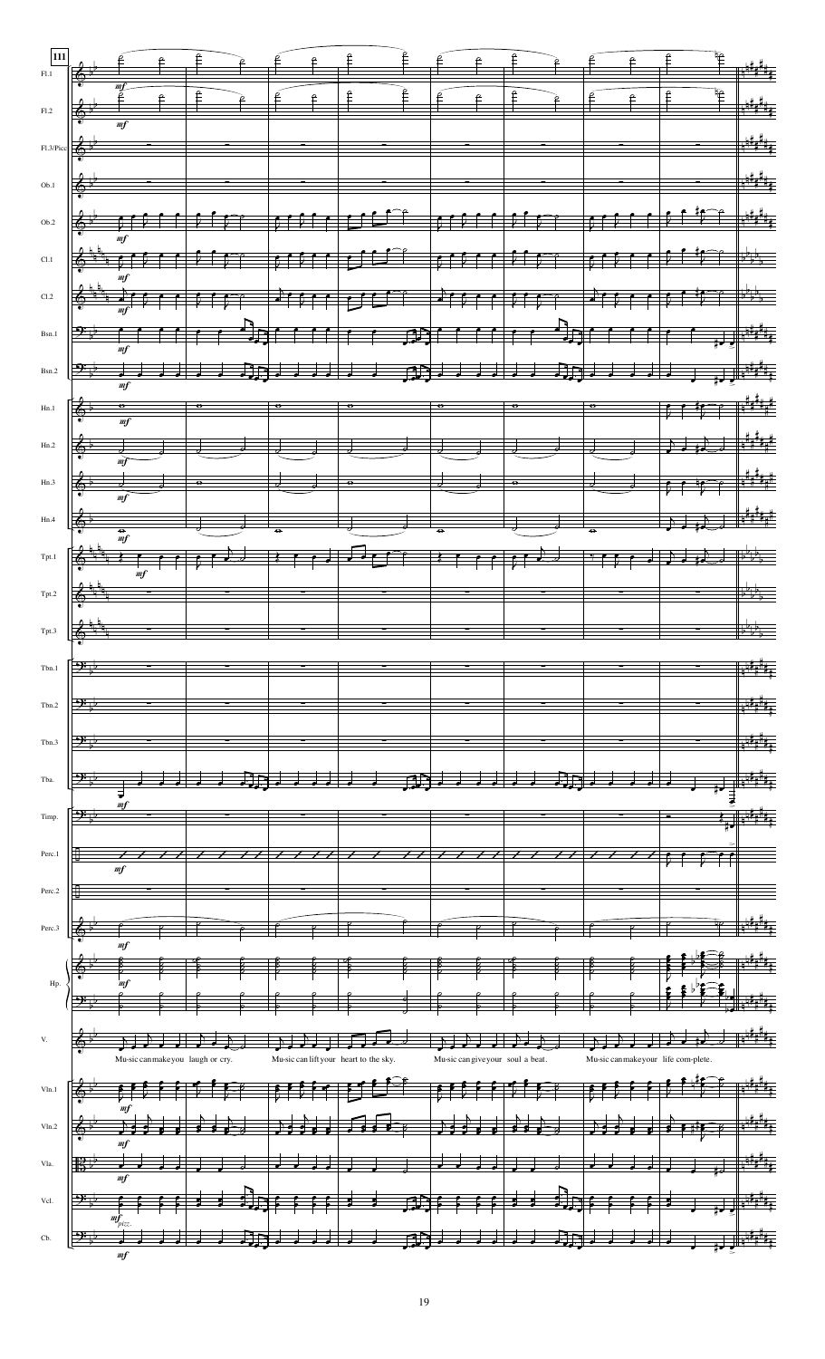Mu-sic can make you laugh or cry. Mu-sic can lift your heart to the sky. Mu-sic can give your soul a beat. Mu-sic can make your life com-plete.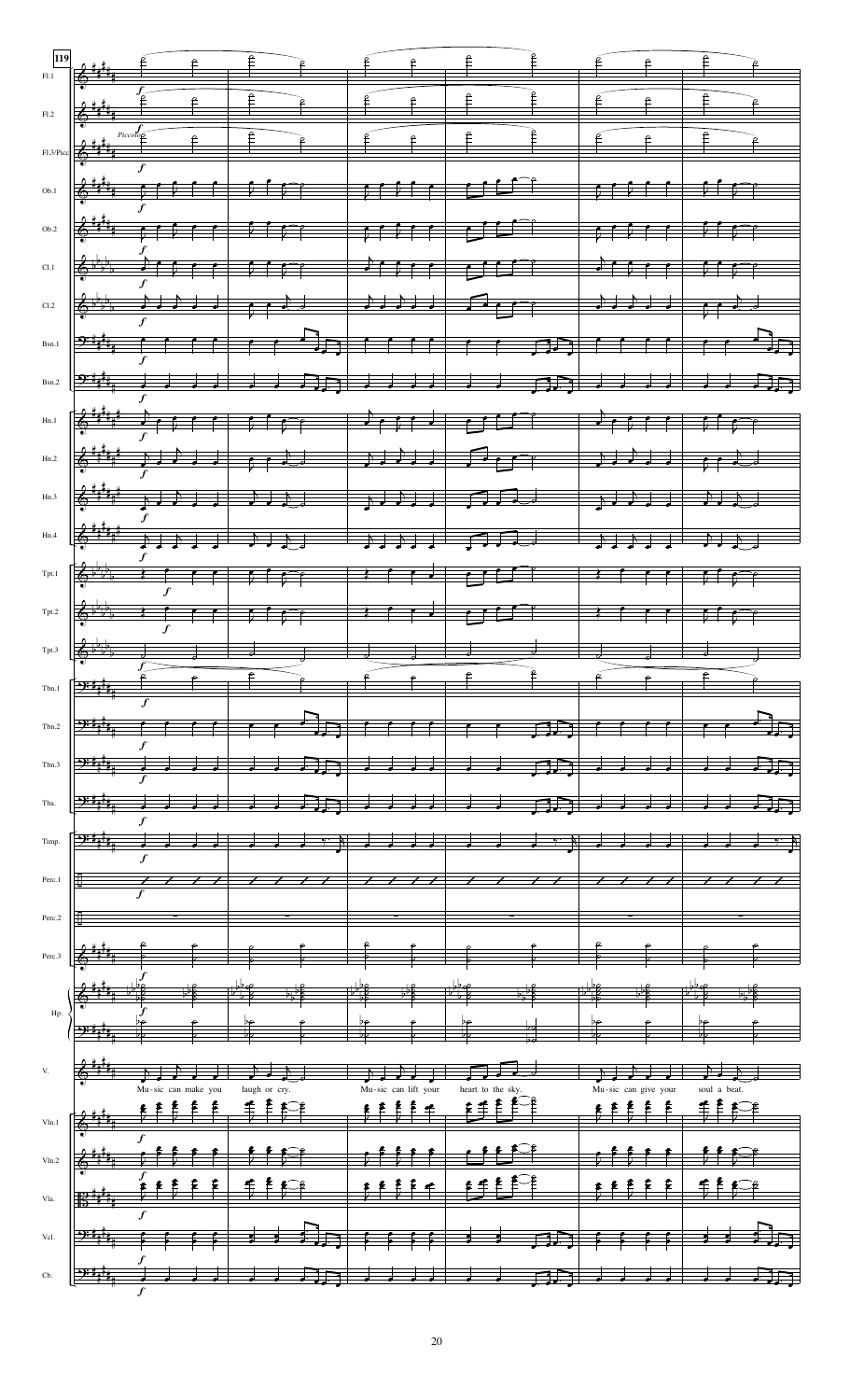Mu-sic can make you laugh or cry. Mu-sic can lift your heart to the sky. Mu-sic can give your soul a beat.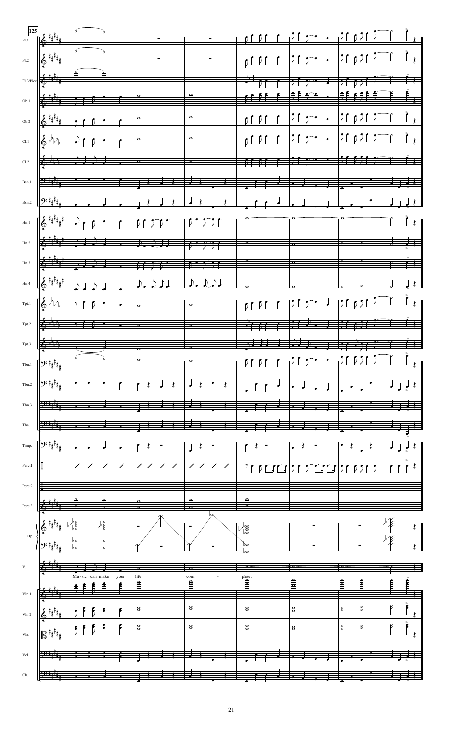125

Fl.1

Fl.2

Fl.3/Picc

Ob.1

Ob.2

Cl.1

Cl.2

Bsn.1

Bsn.2

Hn.1

Hn.2

Hn.3

Hn.4

Tpt.1

Tpt.2

Tpt.3

Tbn.1

Tbn.2

Tbn.3

Tba.

Timp.

Perc.1

Perc.2

Perc.3

Hp.

V.

Mu - sic can make your life com - plete.

Vln.1

Vln.2

Vla.

Vcl.

Cb.